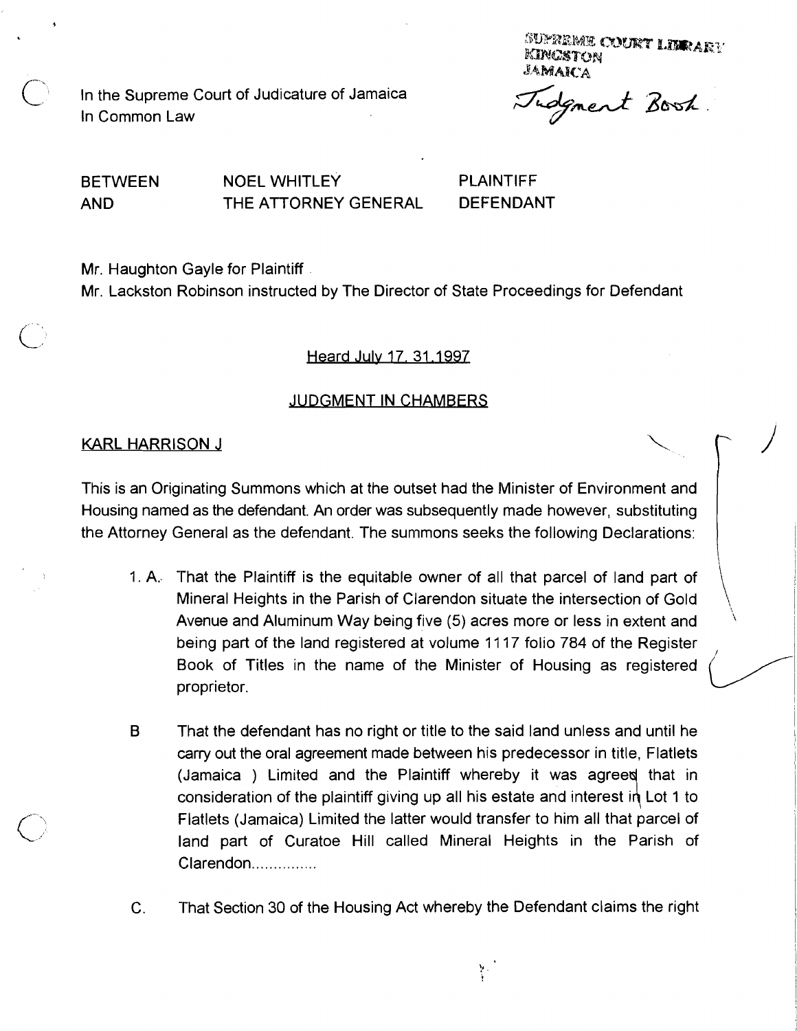SUPREME COURT LIBRARY
KINGSTON
JAMAICA

Judgment Book.

In the Supreme Court of Judicature of Jamaica
In Common Law

| | | |
|---|---|---|
| BETWEEN | NOEL WHITLEY | PLAINTIFF |
| AND | THE ATTORNEY GENERAL | DEFENDANT |

Mr. Haughton Gayle for Plaintiff

Mr. Lackston Robinson instructed by The Director of State Proceedings for Defendant

Heard July 17, 31,1997

## JUDGMENT IN CHAMBERS

KARL HARRISON J

This is an Originating Summons which at the outset had the Minister of Environment and Housing named as the defendant. An order was subsequently made however, substituting the Attorney General as the defendant. The summons seeks the following Declarations:

1. A. That the Plaintiff is the equitable owner of all that parcel of land part of Mineral Heights in the Parish of Clarendon situate the intersection of Gold Avenue and Aluminum Way being five (5) acres more or less in extent and being part of the land registered at volume 1117 folio 784 of the Register Book of Titles in the name of the Minister of Housing as registered proprietor.

B That the defendant has no right or title to the said land unless and until he carry out the oral agreement made between his predecessor in title, Flatlets (Jamaica ) Limited and the Plaintiff whereby it was agreed that in consideration of the plaintiff giving up all his estate and interest in Lot 1 to Flatlets (Jamaica) Limited the latter would transfer to him all that parcel of land part of Curatoe Hill called Mineral Heights in the Parish of Clarendon...............

C. That Section 30 of the Housing Act whereby the Defendant claims the right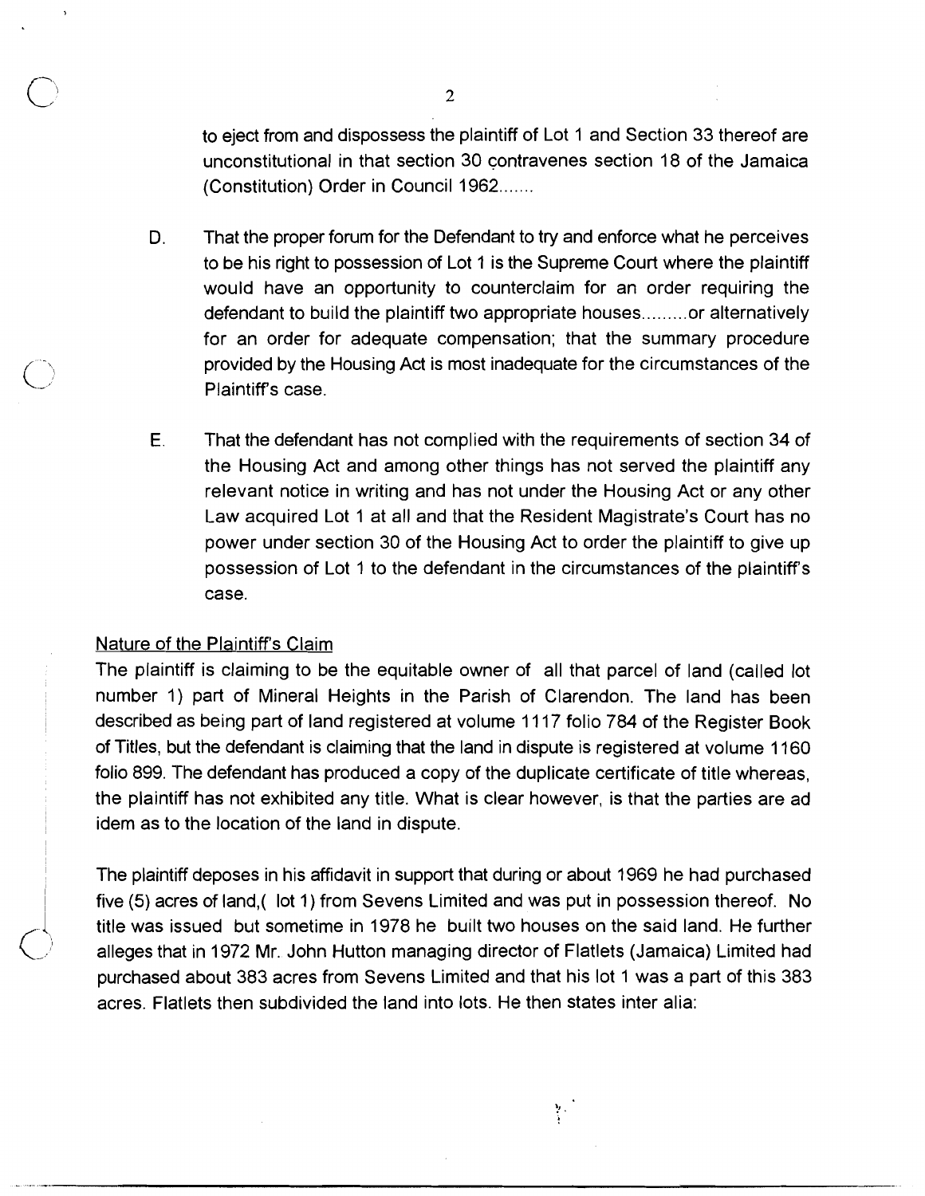to eject from and dispossess the plaintiff of Lot 1 and Section 33 thereof are unconstitutional in that section 30 contravenes section 18 of the Jamaica (Constitution) Order in Council 1962.......

D. That the proper forum for the Defendant to try and enforce what he perceives to be his right to possession of Lot 1 is the Supreme Court where the plaintiff would have an opportunity to counterclaim for an order requiring the defendant to build the plaintiff two appropriate houses.........or alternatively for an order for adequate compensation; that the summary procedure provided by the Housing Act is most inadequate for the circumstances of the Plaintiff's case.

E. That the defendant has not complied with the requirements of section 34 of the Housing Act and among other things has not served the plaintiff any relevant notice in writing and has not under the Housing Act or any other Law acquired Lot 1 at all and that the Resident Magistrate's Court has no power under section 30 of the Housing Act to order the plaintiff to give up possession of Lot 1 to the defendant in the circumstances of the plaintiff's case.

<u>Nature of the Plaintiff's Claim</u>

The plaintiff is claiming to be the equitable owner of all that parcel of land (called lot number 1) part of Mineral Heights in the Parish of Clarendon. The land has been described as being part of land registered at volume 1117 folio 784 of the Register Book of Titles, but the defendant is claiming that the land in dispute is registered at volume 1160 folio 899. The defendant has produced a copy of the duplicate certificate of title whereas, the plaintiff has not exhibited any title. What is clear however, is that the parties are ad idem as to the location of the land in dispute.

The plaintiff deposes in his affidavit in support that during or about 1969 he had purchased five (5) acres of land,( lot 1) from Sevens Limited and was put in possession thereof. No title was issued but sometime in 1978 he built two houses on the said land. He further alleges that in 1972 Mr. John Hutton managing director of Flatlets (Jamaica) Limited had purchased about 383 acres from Sevens Limited and that his lot 1 was a part of this 383 acres. Flatlets then subdivided the land into lots. He then states inter alia: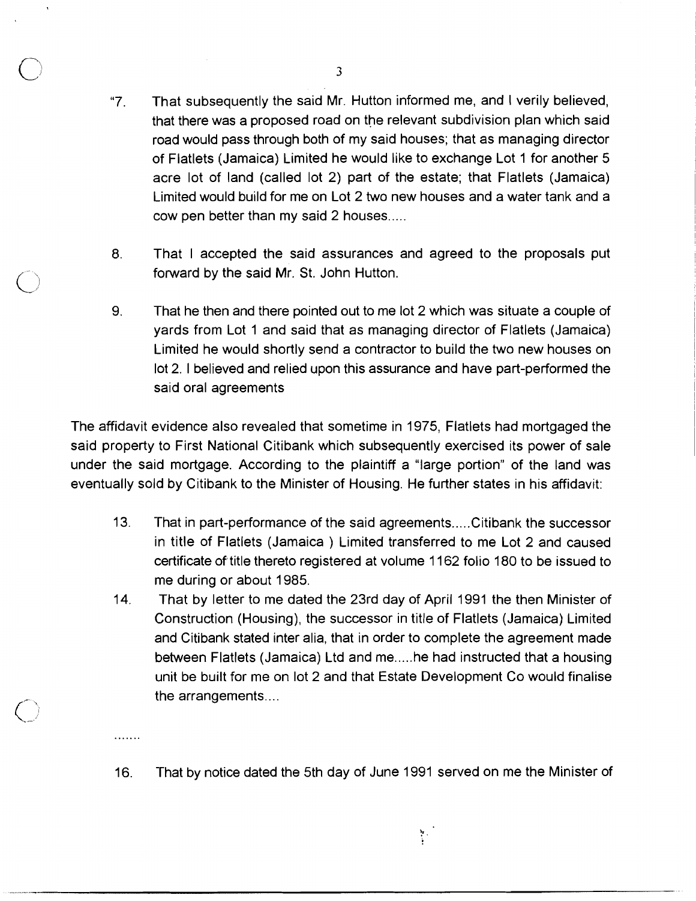"7. That subsequently the said Mr. Hutton informed me, and I verily believed, that there was a proposed road on the relevant subdivision plan which said road would pass through both of my said houses; that as managing director of Flatlets (Jamaica) Limited he would like to exchange Lot 1 for another 5 acre lot of land (called lot 2) part of the estate; that Flatlets (Jamaica) Limited would build for me on Lot 2 two new houses and a water tank and a cow pen better than my said 2 houses.....

8. That I accepted the said assurances and agreed to the proposals put forward by the said Mr. St. John Hutton.

9. That he then and there pointed out to me lot 2 which was situate a couple of yards from Lot 1 and said that as managing director of Flatlets (Jamaica) Limited he would shortly send a contractor to build the two new houses on lot 2. I believed and relied upon this assurance and have part-performed the said oral agreements

The affidavit evidence also revealed that sometime in 1975, Flatlets had mortgaged the said property to First National Citibank which subsequently exercised its power of sale under the said mortgage. According to the plaintiff a "large portion" of the land was eventually sold by Citibank to the Minister of Housing. He further states in his affidavit:

13. That in part-performance of the said agreements.....Citibank the successor in title of Flatlets (Jamaica ) Limited transferred to me Lot 2 and caused certificate of title thereto registered at volume 1162 folio 180 to be issued to me during or about 1985.

14. That by letter to me dated the 23rd day of April 1991 the then Minister of Construction (Housing), the successor in title of Flatlets (Jamaica) Limited and Citibank stated inter alia, that in order to complete the agreement made between Flatlets (Jamaica) Ltd and me.....he had instructed that a housing unit be built for me on lot 2 and that Estate Development Co would finalise the arrangements....

.......

16. That by notice dated the 5th day of June 1991 served on me the Minister of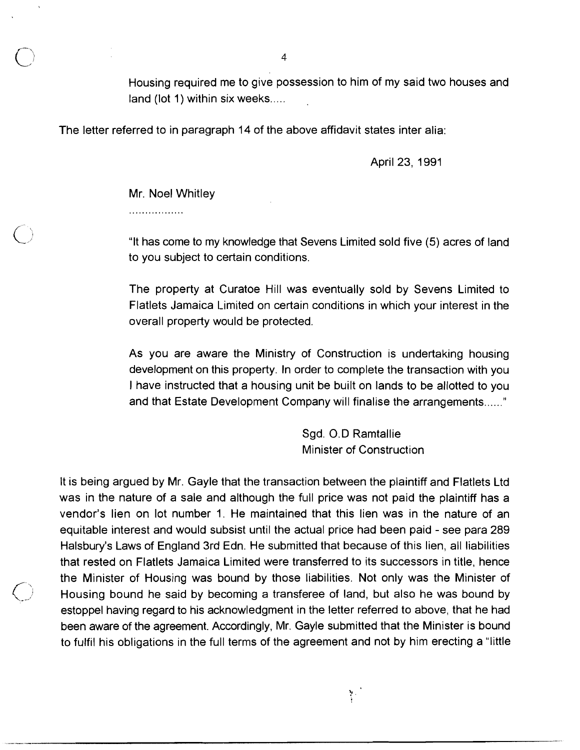Housing required me to give possession to him of my said two houses and land (lot 1) within six weeks.....

The letter referred to in paragraph 14 of the above affidavit states inter alia:

April 23, 1991

Mr. Noel Whitley

.................

"It has come to my knowledge that Sevens Limited sold five (5) acres of land to you subject to certain conditions.

The property at Curatoe Hill was eventually sold by Sevens Limited to Flatlets Jamaica Limited on certain conditions in which your interest in the overall property would be protected.

As you are aware the Ministry of Construction is undertaking housing development on this property. In order to complete the transaction with you I have instructed that a housing unit be built on lands to be allotted to you and that Estate Development Company will finalise the arrangements......"

Sgd. O.D Ramtallie
Minister of Construction

It is being argued by Mr. Gayle that the transaction between the plaintiff and Flatlets Ltd was in the nature of a sale and although the full price was not paid the plaintiff has a vendor's lien on lot number 1. He maintained that this lien was in the nature of an equitable interest and would subsist until the actual price had been paid - see para 289 Halsbury's Laws of England 3rd Edn. He submitted that because of this lien, all liabilities that rested on Flatlets Jamaica Limited were transferred to its successors in title, hence the Minister of Housing was bound by those liabilities. Not only was the Minister of Housing bound he said by becoming a transferee of land, but also he was bound by estoppel having regard to his acknowledgment in the letter referred to above, that he had been aware of the agreement. Accordingly, Mr. Gayle submitted that the Minister is bound to fulfil his obligations in the full terms of the agreement and not by him erecting a "little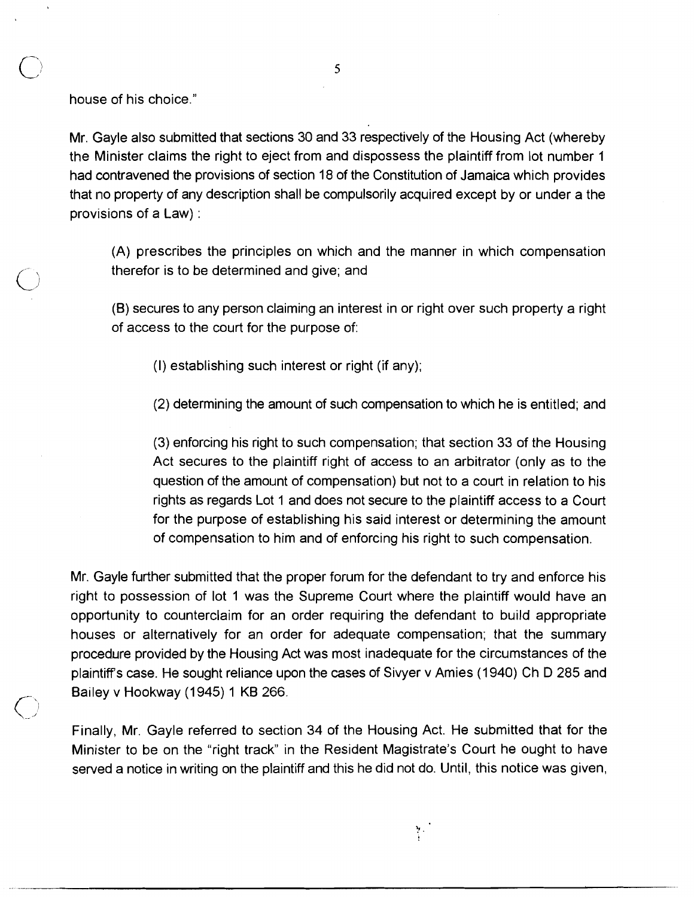house of his choice."

Mr. Gayle also submitted that sections 30 and 33 respectively of the Housing Act (whereby the Minister claims the right to eject from and dispossess the plaintiff from lot number 1 had contravened the provisions of section 18 of the Constitution of Jamaica which provides that no property of any description shall be compulsorily acquired except by or under a the provisions of a Law) :

> (A) prescribes the principles on which and the manner in which compensation therefor is to be determined and give; and
>
> (B) secures to any person claiming an interest in or right over such property a right of access to the court for the purpose of:
>
>> (I) establishing such interest or right (if any);
>>
>> (2) determining the amount of such compensation to which he is entitled; and
>>
>> (3) enforcing his right to such compensation; that section 33 of the Housing Act secures to the plaintiff right of access to an arbitrator (only as to the question of the amount of compensation) but not to a court in relation to his rights as regards Lot 1 and does not secure to the plaintiff access to a Court for the purpose of establishing his said interest or determining the amount of compensation to him and of enforcing his right to such compensation.

Mr. Gayle further submitted that the proper forum for the defendant to try and enforce his right to possession of lot 1 was the Supreme Court where the plaintiff would have an opportunity to counterclaim for an order requiring the defendant to build appropriate houses or alternatively for an order for adequate compensation; that the summary procedure provided by the Housing Act was most inadequate for the circumstances of the plaintiff's case. He sought reliance upon the cases of Sivyer v Amies (1940) Ch D 285 and Bailey v Hookway (1945) 1 KB 266.

Finally, Mr. Gayle referred to section 34 of the Housing Act. He submitted that for the Minister to be on the "right track" in the Resident Magistrate's Court he ought to have served a notice in writing on the plaintiff and this he did not do. Until, this notice was given,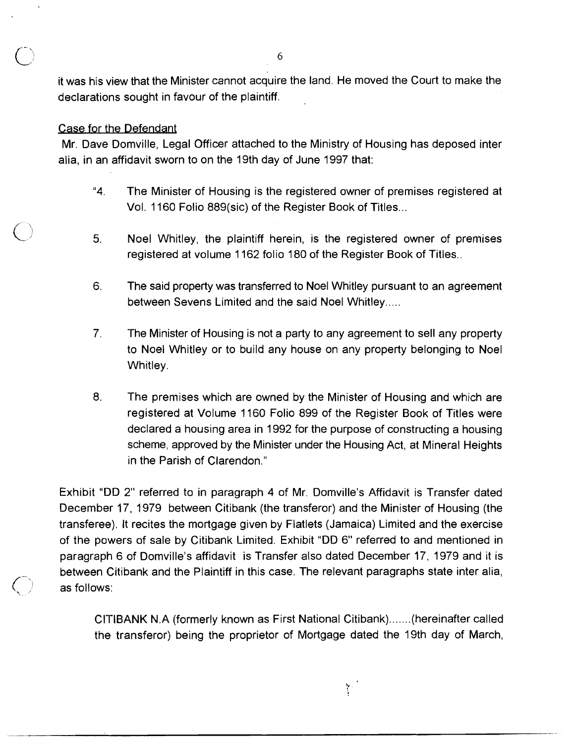it was his view that the Minister cannot acquire the land. He moved the Court to make the declarations sought in favour of the plaintiff.

Case for the Defendant

Mr. Dave Domville, Legal Officer attached to the Ministry of Housing has deposed inter alia, in an affidavit sworn to on the 19th day of June 1997 that:

> "4. The Minister of Housing is the registered owner of premises registered at Vol. 1160 Folio 889(sic) of the Register Book of Titles...
>
> 5. Noel Whitley, the plaintiff herein, is the registered owner of premises registered at volume 1162 folio 180 of the Register Book of Titles..
>
> 6. The said property was transferred to Noel Whitley pursuant to an agreement between Sevens Limited and the said Noel Whitley.....
>
> 7. The Minister of Housing is not a party to any agreement to sell any property to Noel Whitley or to build any house on any property belonging to Noel Whitley.
>
> 8. The premises which are owned by the Minister of Housing and which are registered at Volume 1160 Folio 899 of the Register Book of Titles were declared a housing area in 1992 for the purpose of constructing a housing scheme, approved by the Minister under the Housing Act, at Mineral Heights in the Parish of Clarendon."

Exhibit "DD 2" referred to in paragraph 4 of Mr. Domville's Affidavit is Transfer dated December 17, 1979 between Citibank (the transferor) and the Minister of Housing (the transferee). It recites the mortgage given by Flatlets (Jamaica) Limited and the exercise of the powers of sale by Citibank Limited. Exhibit "DD 6" referred to and mentioned in paragraph 6 of Domville's affidavit is Transfer also dated December 17, 1979 and it is between Citibank and the Plaintiff in this case. The relevant paragraphs state inter alia, as follows:

> CITIBANK N.A (formerly known as First National Citibank).......(hereinafter called the transferor) being the proprietor of Mortgage dated the 19th day of March,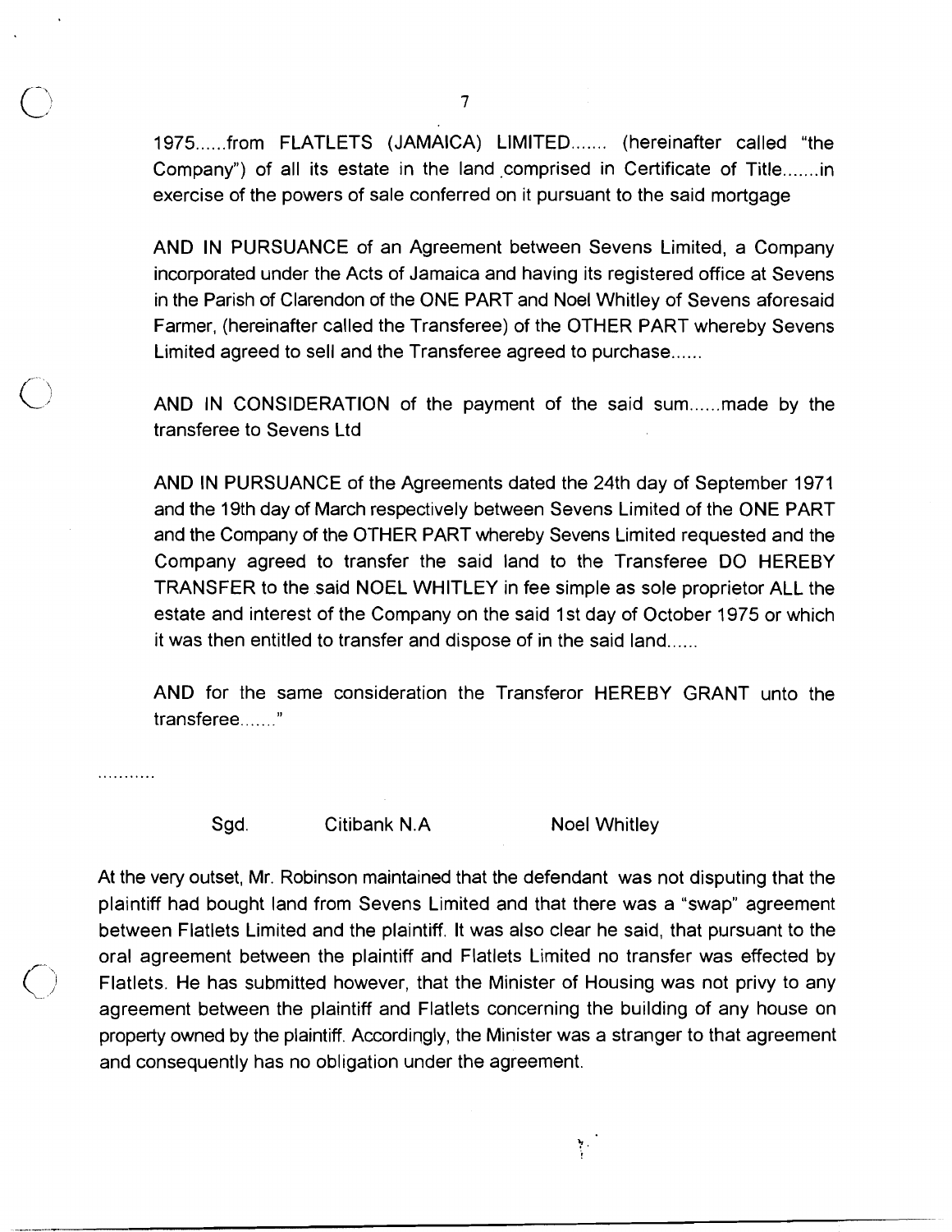1975......from FLATLETS (JAMAICA) LIMITED....... (hereinafter called "the Company") of all its estate in the land comprised in Certificate of Title.......in exercise of the powers of sale conferred on it pursuant to the said mortgage

AND IN PURSUANCE of an Agreement between Sevens Limited, a Company incorporated under the Acts of Jamaica and having its registered office at Sevens in the Parish of Clarendon of the ONE PART and Noel Whitley of Sevens aforesaid Farmer, (hereinafter called the Transferee) of the OTHER PART whereby Sevens Limited agreed to sell and the Transferee agreed to purchase......

AND IN CONSIDERATION of the payment of the said sum......made by the transferee to Sevens Ltd

AND IN PURSUANCE of the Agreements dated the 24th day of September 1971 and the 19th day of March respectively between Sevens Limited of the ONE PART and the Company of the OTHER PART whereby Sevens Limited requested and the Company agreed to transfer the said land to the Transferee DO HEREBY TRANSFER to the said NOEL WHITLEY in fee simple as sole proprietor ALL the estate and interest of the Company on the said 1st day of October 1975 or which it was then entitled to transfer and dispose of in the said land......

AND for the same consideration the Transferor HEREBY GRANT unto the transferee......."

...........

Sgd. Citibank N.A Noel Whitley

At the very outset, Mr. Robinson maintained that the defendant was not disputing that the plaintiff had bought land from Sevens Limited and that there was a "swap" agreement between Flatlets Limited and the plaintiff. It was also clear he said, that pursuant to the oral agreement between the plaintiff and Flatlets Limited no transfer was effected by Flatlets. He has submitted however, that the Minister of Housing was not privy to any agreement between the plaintiff and Flatlets concerning the building of any house on property owned by the plaintiff. Accordingly, the Minister was a stranger to that agreement and consequently has no obligation under the agreement.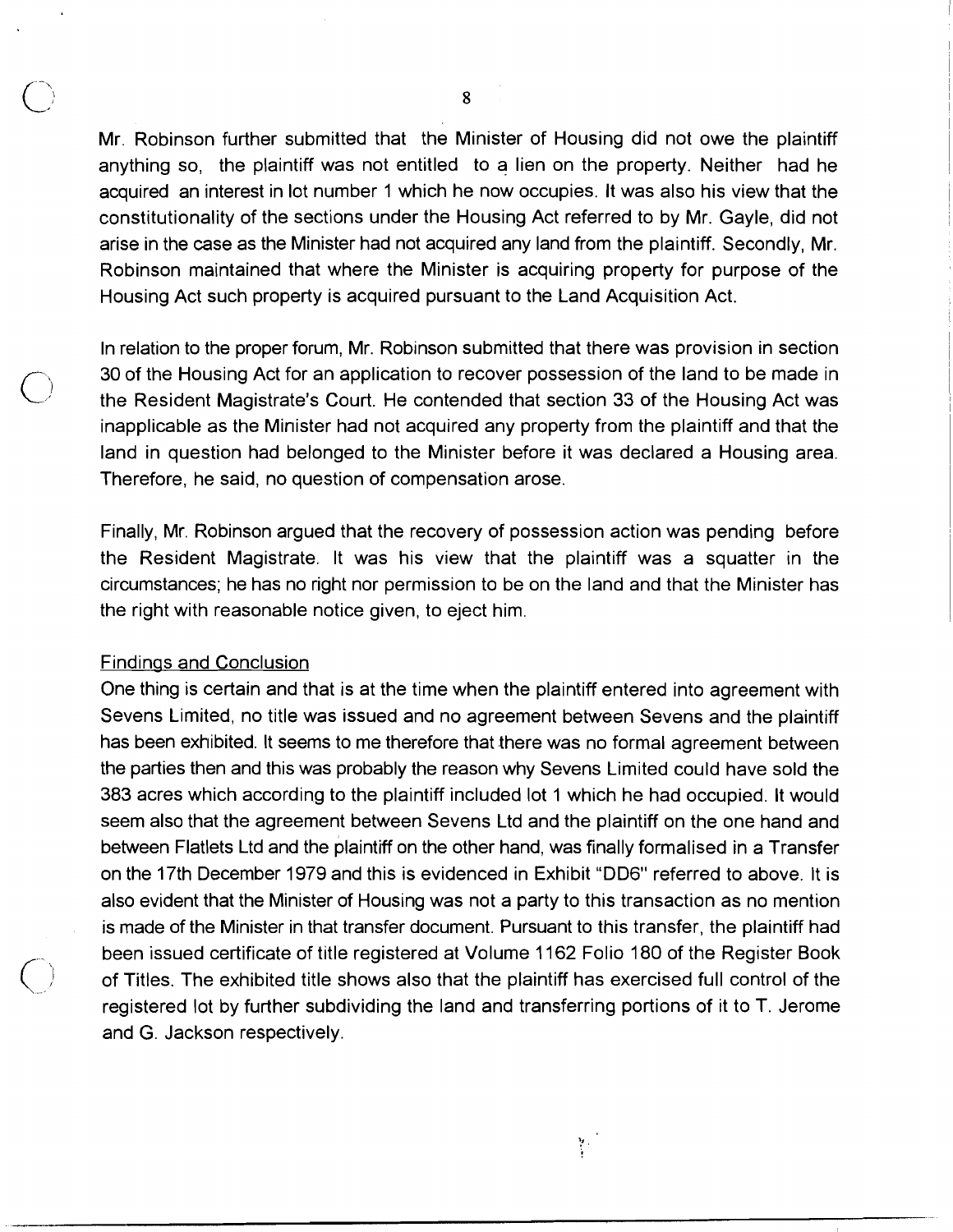Mr. Robinson further submitted that the Minister of Housing did not owe the plaintiff anything so, the plaintiff was not entitled to a lien on the property. Neither had he acquired an interest in lot number 1 which he now occupies. It was also his view that the constitutionality of the sections under the Housing Act referred to by Mr. Gayle, did not arise in the case as the Minister had not acquired any land from the plaintiff. Secondly, Mr. Robinson maintained that where the Minister is acquiring property for purpose of the Housing Act such property is acquired pursuant to the Land Acquisition Act.

In relation to the proper forum, Mr. Robinson submitted that there was provision in section 30 of the Housing Act for an application to recover possession of the land to be made in the Resident Magistrate's Court. He contended that section 33 of the Housing Act was inapplicable as the Minister had not acquired any property from the plaintiff and that the land in question had belonged to the Minister before it was declared a Housing area. Therefore, he said, no question of compensation arose.

Finally, Mr. Robinson argued that the recovery of possession action was pending before the Resident Magistrate. It was his view that the plaintiff was a squatter in the circumstances; he has no right nor permission to be on the land and that the Minister has the right with reasonable notice given, to eject him.

## Findings and Conclusion

One thing is certain and that is at the time when the plaintiff entered into agreement with Sevens Limited, no title was issued and no agreement between Sevens and the plaintiff has been exhibited. It seems to me therefore that there was no formal agreement between the parties then and this was probably the reason why Sevens Limited could have sold the 383 acres which according to the plaintiff included lot 1 which he had occupied. It would seem also that the agreement between Sevens Ltd and the plaintiff on the one hand and between Flatlets Ltd and the plaintiff on the other hand, was finally formalised in a Transfer on the 17th December 1979 and this is evidenced in Exhibit "DD6" referred to above. It is also evident that the Minister of Housing was not a party to this transaction as no mention is made of the Minister in that transfer document. Pursuant to this transfer, the plaintiff had been issued certificate of title registered at Volume 1162 Folio 180 of the Register Book of Titles. The exhibited title shows also that the plaintiff has exercised full control of the registered lot by further subdividing the land and transferring portions of it to T. Jerome and G. Jackson respectively.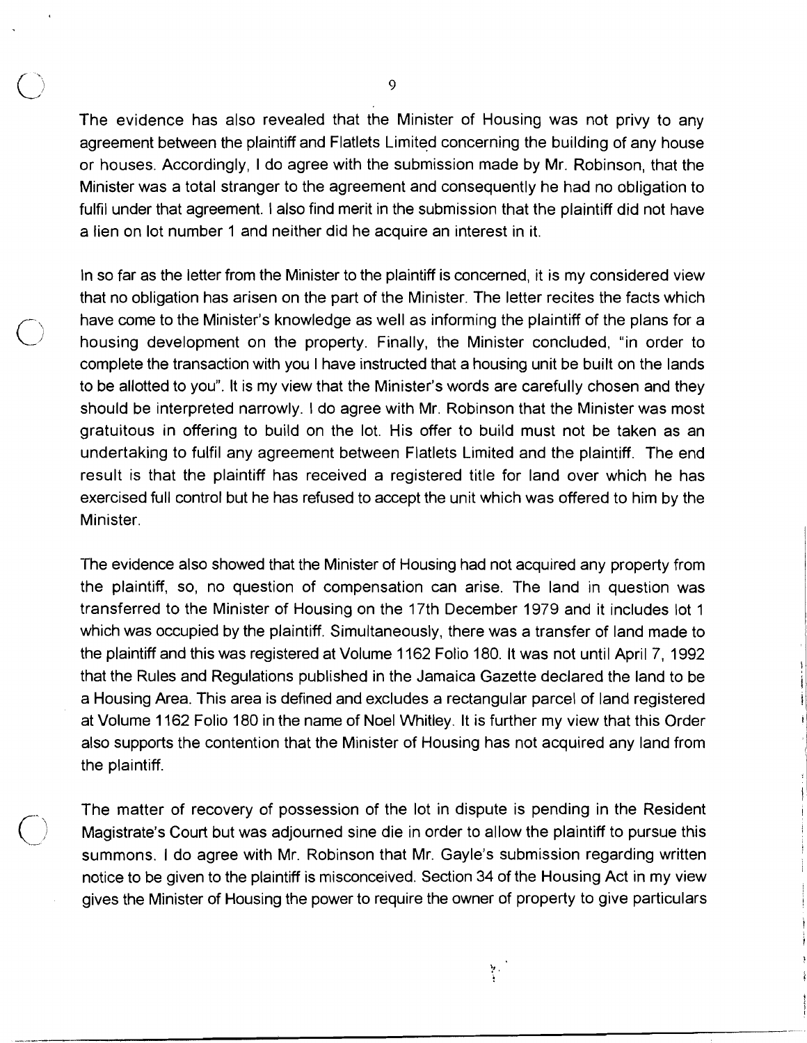The evidence has also revealed that the Minister of Housing was not privy to any agreement between the plaintiff and Flatlets Limited concerning the building of any house or houses. Accordingly, I do agree with the submission made by Mr. Robinson, that the Minister was a total stranger to the agreement and consequently he had no obligation to fulfil under that agreement. I also find merit in the submission that the plaintiff did not have a lien on lot number 1 and neither did he acquire an interest in it.

In so far as the letter from the Minister to the plaintiff is concerned, it is my considered view that no obligation has arisen on the part of the Minister. The letter recites the facts which have come to the Minister's knowledge as well as informing the plaintiff of the plans for a housing development on the property. Finally, the Minister concluded, "in order to complete the transaction with you I have instructed that a housing unit be built on the lands to be allotted to you". It is my view that the Minister's words are carefully chosen and they should be interpreted narrowly. I do agree with Mr. Robinson that the Minister was most gratuitous in offering to build on the lot. His offer to build must not be taken as an undertaking to fulfil any agreement between Flatlets Limited and the plaintiff. The end result is that the plaintiff has received a registered title for land over which he has exercised full control but he has refused to accept the unit which was offered to him by the Minister.

The evidence also showed that the Minister of Housing had not acquired any property from the plaintiff, so, no question of compensation can arise. The land in question was transferred to the Minister of Housing on the 17th December 1979 and it includes lot 1 which was occupied by the plaintiff. Simultaneously, there was a transfer of land made to the plaintiff and this was registered at Volume 1162 Folio 180. It was not until April 7, 1992 that the Rules and Regulations published in the Jamaica Gazette declared the land to be a Housing Area. This area is defined and excludes a rectangular parcel of land registered at Volume 1162 Folio 180 in the name of Noel Whitley. It is further my view that this Order also supports the contention that the Minister of Housing has not acquired any land from the plaintiff.

The matter of recovery of possession of the lot in dispute is pending in the Resident Magistrate's Court but was adjourned sine die in order to allow the plaintiff to pursue this summons. I do agree with Mr. Robinson that Mr. Gayle's submission regarding written notice to be given to the plaintiff is misconceived. Section 34 of the Housing Act in my view gives the Minister of Housing the power to require the owner of property to give particulars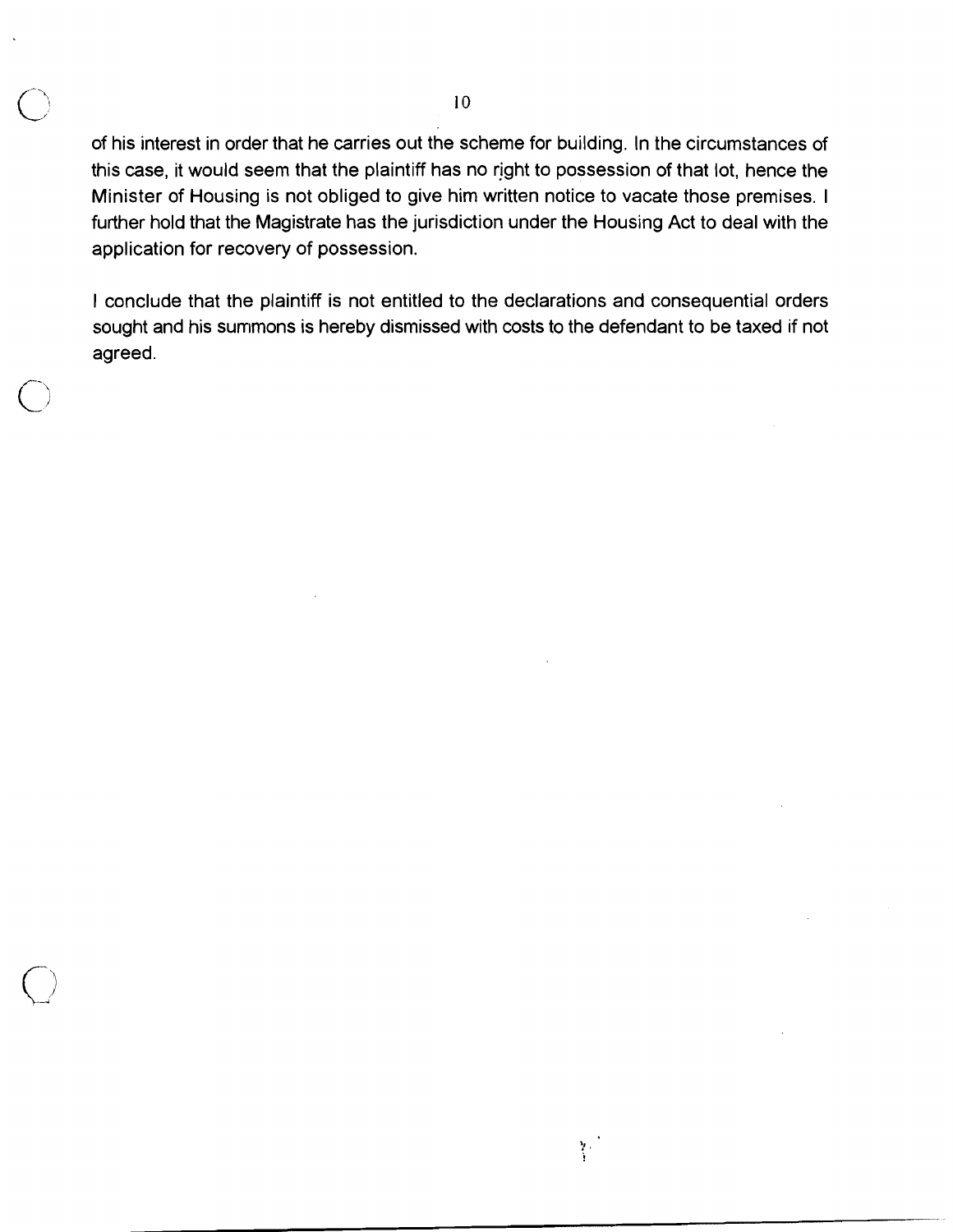of his interest in order that he carries out the scheme for building. In the circumstances of this case, it would seem that the plaintiff has no right to possession of that lot, hence the Minister of Housing is not obliged to give him written notice to vacate those premises. I further hold that the Magistrate has the jurisdiction under the Housing Act to deal with the application for recovery of possession.

I conclude that the plaintiff is not entitled to the declarations and consequential orders sought and his summons is hereby dismissed with costs to the defendant to be taxed if not agreed.